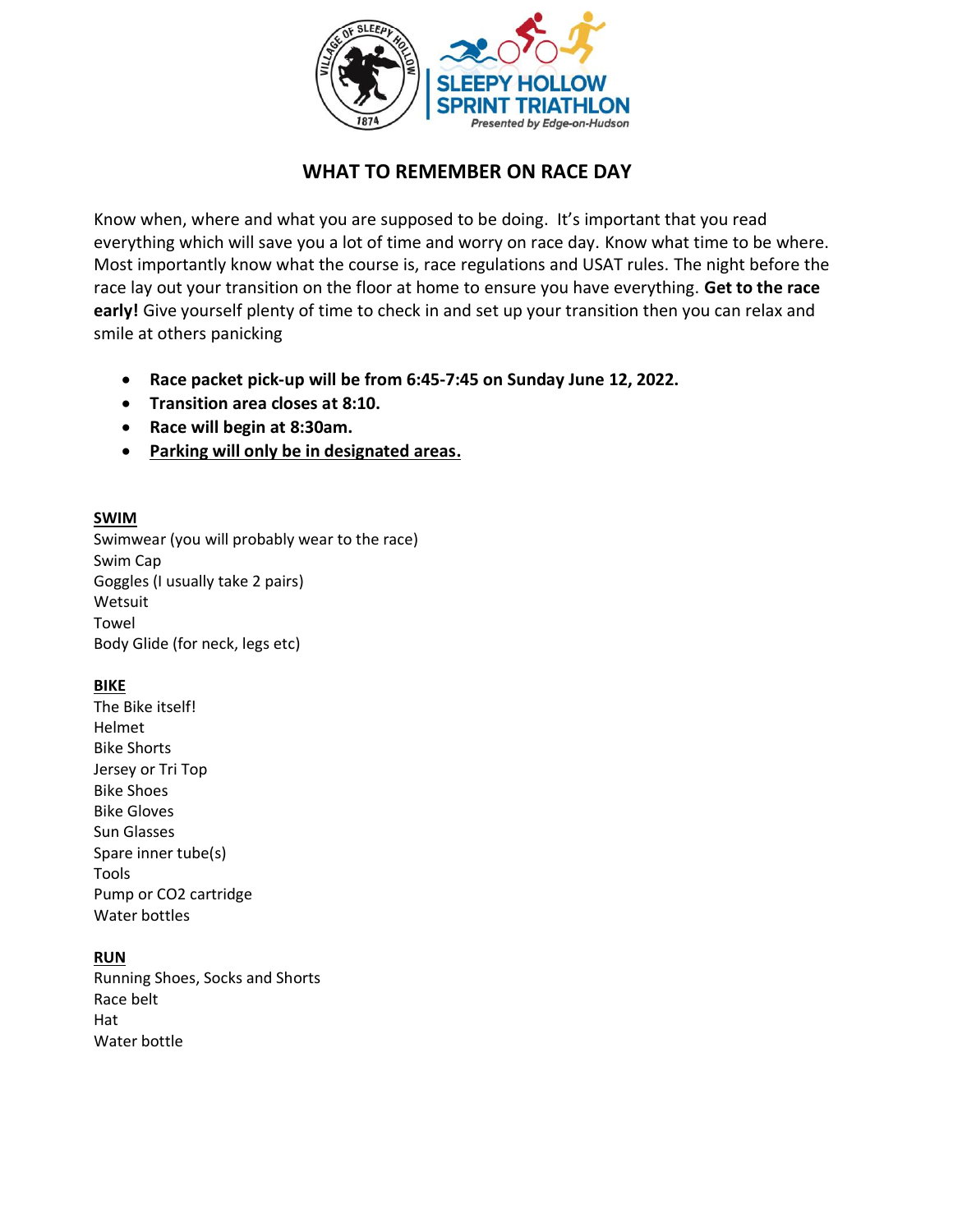# WHAT TO REMEMBER ON RACE DAY

Know when, where and what you are supposed to be doing. It's important that you read everything which will save you a lot of time and worry on race day. Know what time to be where. Most importantly know what the course is, race regulations and USAT rules. The night before the race lay out your transition on the floor at home to ensure you have everything. **Get to the race early!** Give yourself plenty of time to check in and set up your transition then you can relax and smile at others panicking

- **Race packet pick-up will be from 6:45-7:45 on Sunday June 12, 2022.**
- **Transition area closes at 8:10.**
- **Race will begin at 8:30am.**
- **Parking will only be in designated areas.**

**SWIM**

Swimwear (you will probably wear to the race)
Swim Cap
Goggles (I usually take 2 pairs)
Wetsuit
Towel
Body Glide (for neck, legs etc)

**BIKE**

The Bike itself!
Helmet
Bike Shorts
Jersey or Tri Top
Bike Shoes
Bike Gloves
Sun Glasses
Spare inner tube(s)
Tools
Pump or $CO_2$ cartridge
Water bottles

**RUN**

Running Shoes, Socks and Shorts
Race belt
Hat
Water bottle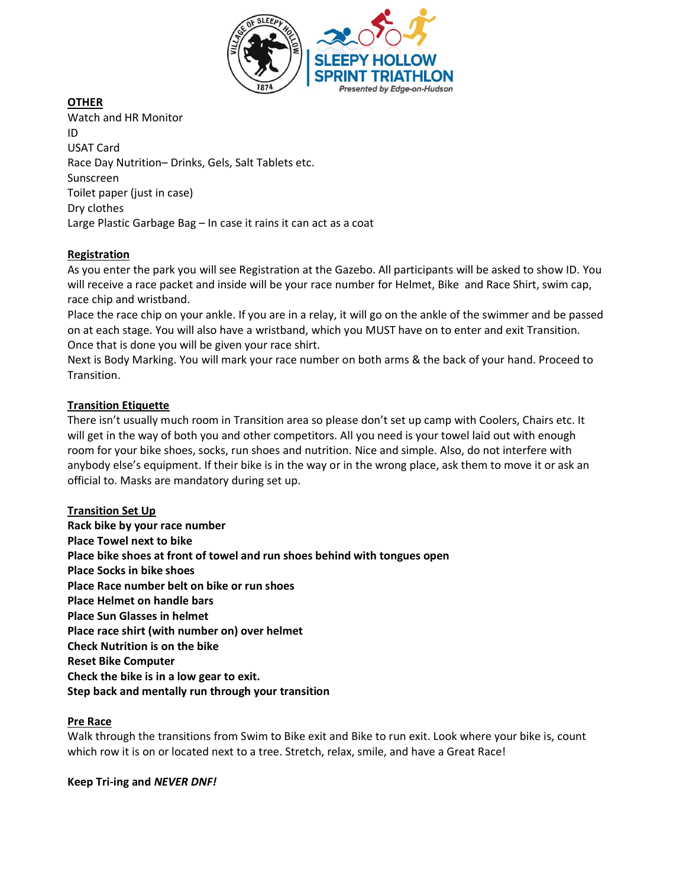**OTHER**

Watch and HR Monitor
ID
USAT Card
Race Day Nutrition– Drinks, Gels, Salt Tablets etc.
Sunscreen
Toilet paper (just in case)
Dry clothes
Large Plastic Garbage Bag – In case it rains it can act as a coat

**Registration**

As you enter the park you will see Registration at the Gazebo. All participants will be asked to show ID. You will receive a race packet and inside will be your race number for Helmet, Bike and Race Shirt, swim cap, race chip and wristband.

Place the race chip on your ankle. If you are in a relay, it will go on the ankle of the swimmer and be passed on at each stage. You will also have a wristband, which you MUST have on to enter and exit Transition. Once that is done you will be given your race shirt.

Next is Body Marking. You will mark your race number on both arms & the back of your hand. Proceed to Transition.

**Transition Etiquette**

There isn't usually much room in Transition area so please don't set up camp with Coolers, Chairs etc. It will get in the way of both you and other competitors. All you need is your towel laid out with enough room for your bike shoes, socks, run shoes and nutrition. Nice and simple. Also, do not interfere with anybody else's equipment. If their bike is in the way or in the wrong place, ask them to move it or ask an official to. Masks are mandatory during set up.

**Transition Set Up**

**Rack bike by your race number**
**Place Towel next to bike**
**Place bike shoes at front of towel and run shoes behind with tongues open**
**Place Socks in bike shoes**
**Place Race number belt on bike or run shoes**
**Place Helmet on handle bars**
**Place Sun Glasses in helmet**
**Place race shirt (with number on) over helmet**
**Check Nutrition is on the bike**
**Reset Bike Computer**
**Check the bike is in a low gear to exit.**
**Step back and mentally run through your transition**

**Pre Race**

Walk through the transitions from Swim to Bike exit and Bike to run exit. Look where your bike is, count which row it is on or located next to a tree. Stretch, relax, smile, and have a Great Race!

**Keep Tri-ing and *NEVER DNF!***